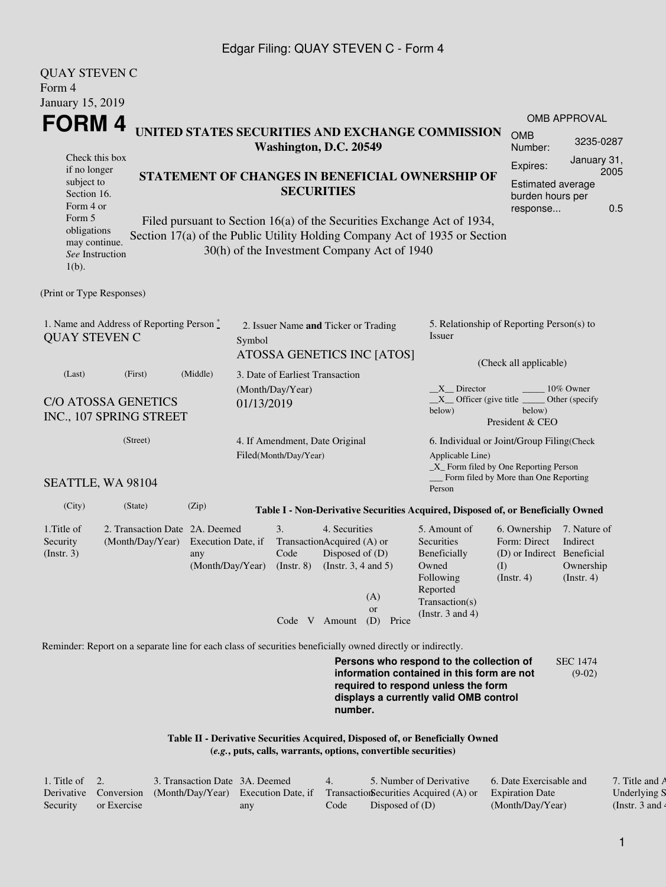QUAY STEVEN C
Form 4
January 15, 2019

# FORM 4

Check this box if no longer subject to Section 16. Form 4 or Form 5 obligations may continue. *See* Instruction 1(b).

## UNITED STATES SECURITIES AND EXCHANGE COMMISSION
**Washington, D.C. 20549**

## STATEMENT OF CHANGES IN BENEFICIAL OWNERSHIP OF SECURITIES

Filed pursuant to Section 16(a) of the Securities Exchange Act of 1934, Section 17(a) of the Public Utility Holding Company Act of 1935 or Section 30(h) of the Investment Company Act of 1940

OMB APPROVAL

| | |
|---|---|
| OMB Number: | 3235-0287 |
| Expires: | January 31, 2005 |
| Estimated average burden hours per response... | 0.5 |

(Print or Type Responses)

1. Name and Address of Reporting Person *
QUAY STEVEN C

(Last) (First) (Middle)

C/O ATOSSA GENETICS INC., 107 SPRING STREET

(Street)

SEATTLE, WA 98104

(City) (State) (Zip)

2. Issuer Name **and** Ticker or Trading Symbol
ATOSSA GENETICS INC [ATOS]

3. Date of Earliest Transaction (Month/Day/Year)
01/13/2019

4. If Amendment, Date Original Filed(Month/Day/Year)

5. Relationship of Reporting Person(s) to Issuer

(Check all applicable)

__X__ Director _____ 10% Owner
__X__ Officer (give title below) _____ Other (specify below)
President & CEO

6. Individual or Joint/Group Filing(Check Applicable Line)
_X_ Form filed by One Reporting Person
___ Form filed by More than One Reporting Person

**Table I - Non-Derivative Securities Acquired, Disposed of, or Beneficially Owned**

| 1.Title of Security (Instr. 3) | 2. Transaction Date (Month/Day/Year) | 2A. Deemed Execution Date, if any (Month/Day/Year) | 3. Transaction Code (Instr. 8) | | 4. Securities Acquired (A) or Disposed of (D) (Instr. 3, 4 and 5) | | | 5. Amount of Securities Beneficially Owned Following Reported Transaction(s) (Instr. 3 and 4) | 6. Ownership Form: Direct (D) or Indirect (I) (Instr. 4) | 7. Nature of Indirect Beneficial Ownership (Instr. 4) |
|---|---|---|---|---|---|---|---|---|---|---|
| | | | Code | V | Amount | (A) or (D) | Price | | | |

Reminder: Report on a separate line for each class of securities beneficially owned directly or indirectly.

**Persons who respond to the collection of information contained in this form are not required to respond unless the form displays a currently valid OMB control number.**

SEC 1474 (9-02)

**Table II - Derivative Securities Acquired, Disposed of, or Beneficially Owned**
**(*e.g.*, puts, calls, warrants, options, convertible securities)**

| 1. Title of Derivative Security | 2. Conversion or Exercise | 3. Transaction Date (Month/Day/Year) | 3A. Deemed Execution Date, if any | 4. Transaction Code | 5. Number of Derivative Securities Acquired (A) or Disposed of (D) | 6. Date Exercisable and Expiration Date (Month/Day/Year) | 7. Title and A Underlying S (Instr. 3 and 4 |
|---|---|---|---|---|---|---|---|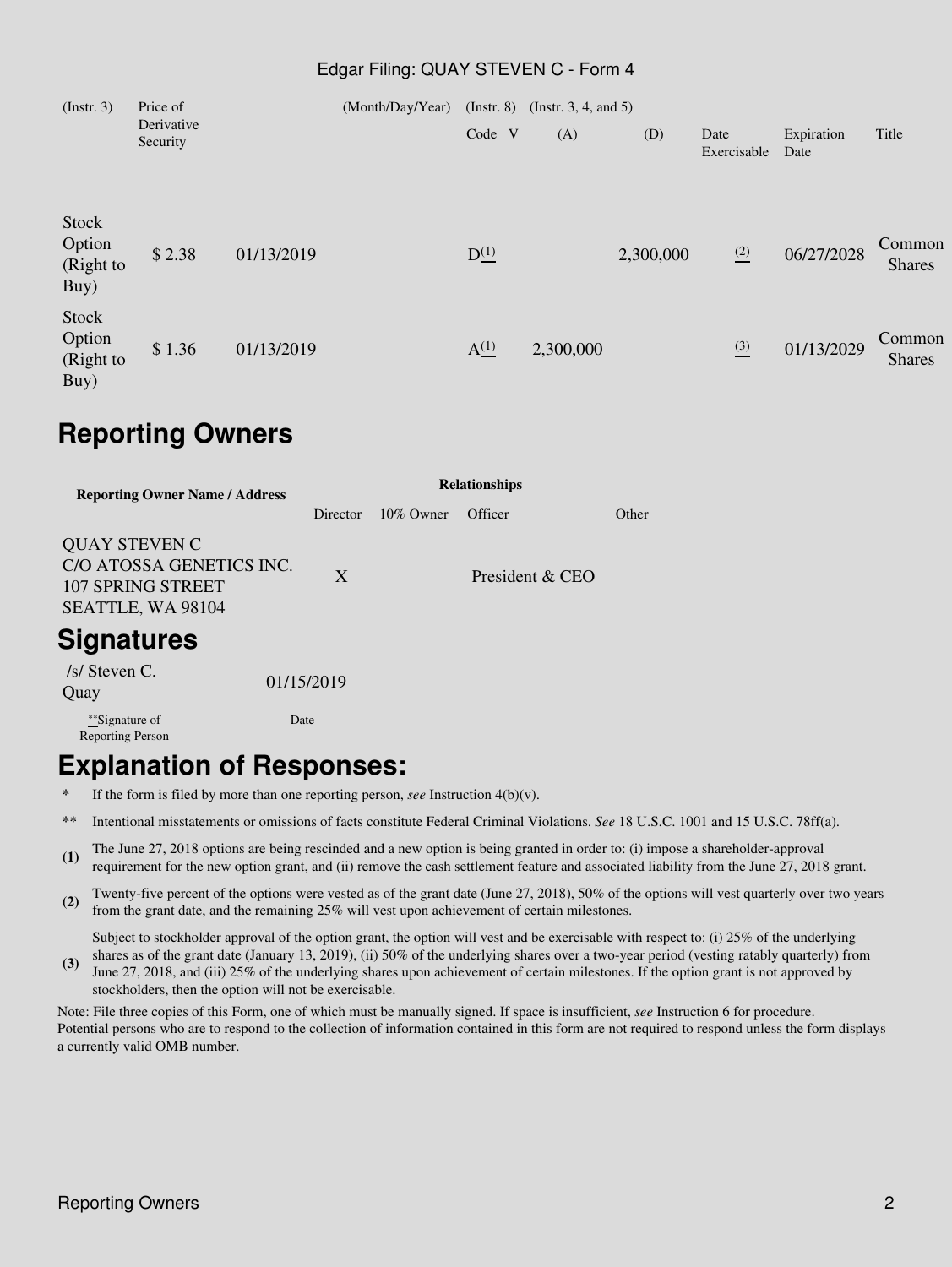| (Instr. 3) | Price of Derivative Security | | (Month/Day/Year) | (Instr. 8) Code | V | (Instr. 3, 4, and 5) (A) | (D) | Date Exercisable | Expiration Date | Title |
|---|---|---|---|---|---|---|---|---|---|---|
| Stock Option (Right to Buy) | $ 2.38 | 01/13/2019 | | D[(1)] | | | 2,300,000 | [(2)] | 06/27/2028 | Common Shares |
| Stock Option (Right to Buy) | $ 1.36 | 01/13/2019 | | A[(1)] | | 2,300,000 | | [(3)] | 01/13/2029 | Common Shares |

# Reporting Owners

| Reporting Owner Name / Address | Relationships | | | |
|---|---|---|---|---|
| | Director | 10% Owner | Officer | Other |
| QUAY STEVEN C<br>C/O ATOSSA GENETICS INC.<br>107 SPRING STREET<br>SEATTLE, WA 98104 | X | | President & CEO | |

# Signatures

| | |
|---|---|
| /s/ Steven C. Quay | 01/15/2019 |
| **Signature of Reporting Person | Date |

# Explanation of Responses:

\* If the form is filed by more than one reporting person, *see* Instruction 4(b)(v).

** Intentional misstatements or omissions of facts constitute Federal Criminal Violations. *See* 18 U.S.C. 1001 and 15 U.S.C. 78ff(a).

**(1)** The June 27, 2018 options are being rescinded and a new option is being granted in order to: (i) impose a shareholder-approval requirement for the new option grant, and (ii) remove the cash settlement feature and associated liability from the June 27, 2018 grant.

**(2)** Twenty-five percent of the options were vested as of the grant date (June 27, 2018), 50% of the options will vest quarterly over two years from the grant date, and the remaining 25% will vest upon achievement of certain milestones.

**(3)** Subject to stockholder approval of the option grant, the option will vest and be exercisable with respect to: (i) 25% of the underlying shares as of the grant date (January 13, 2019), (ii) 50% of the underlying shares over a two-year period (vesting ratably quarterly) from June 27, 2018, and (iii) 25% of the underlying shares upon achievement of certain milestones. If the option grant is not approved by stockholders, then the option will not be exercisable.

Note: File three copies of this Form, one of which must be manually signed. If space is insufficient, *see* Instruction 6 for procedure.
Potential persons who are to respond to the collection of information contained in this form are not required to respond unless the form displays a currently valid OMB number.